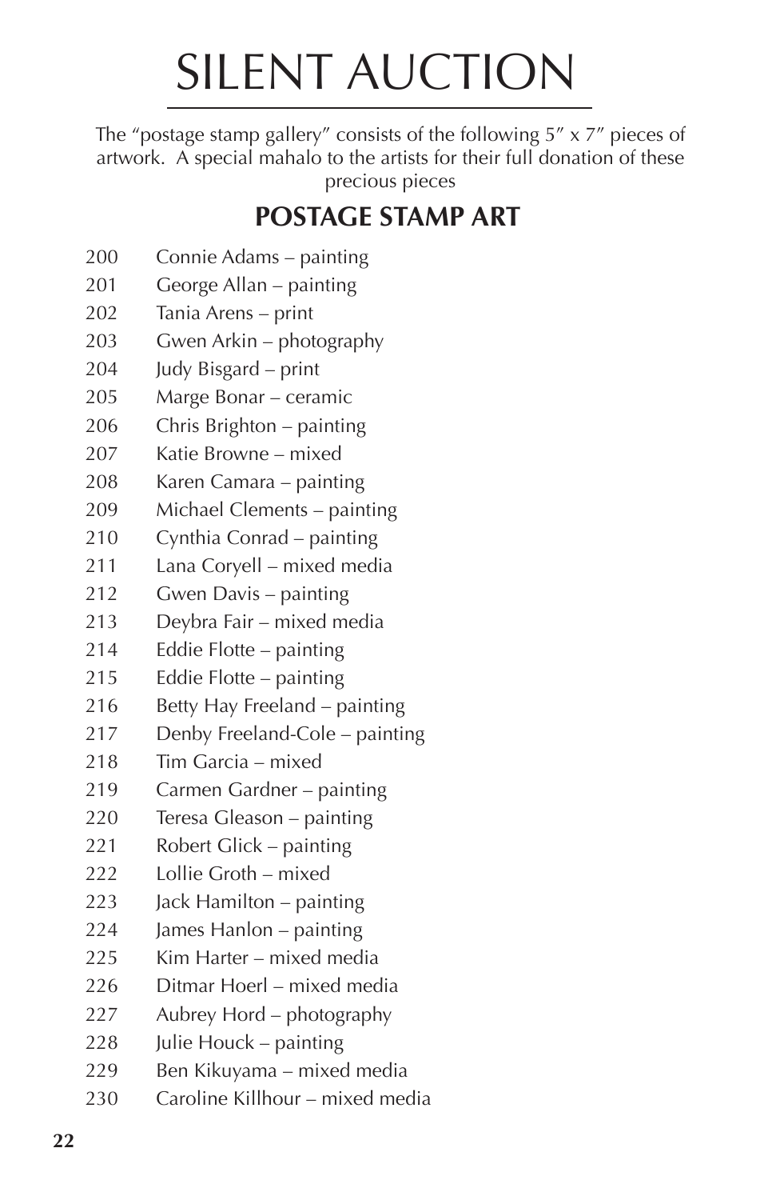# SILENT AUCTION

The "postage stamp gallery" consists of the following 5" x 7" pieces of artwork. A special mahalo to the artists for their full donation of these precious pieces

## POSTAGE STAMP ART

200 Connie Adams – painting
201 George Allan – painting
202 Tania Arens – print
203 Gwen Arkin – photography
204 Judy Bisgard – print
205 Marge Bonar – ceramic
206 Chris Brighton – painting
207 Katie Browne – mixed
208 Karen Camara – painting
209 Michael Clements – painting
210 Cynthia Conrad – painting
211 Lana Coryell – mixed media
212 Gwen Davis – painting
213 Deybra Fair – mixed media
214 Eddie Flotte – painting
215 Eddie Flotte – painting
216 Betty Hay Freeland – painting
217 Denby Freeland-Cole – painting
218 Tim Garcia – mixed
219 Carmen Gardner – painting
220 Teresa Gleason – painting
221 Robert Glick – painting
222 Lollie Groth – mixed
223 Jack Hamilton – painting
224 James Hanlon – painting
225 Kim Harter – mixed media
226 Ditmar Hoerl – mixed media
227 Aubrey Hord – photography
228 Julie Houck – painting
229 Ben Kikuyama – mixed media
230 Caroline Killhour – mixed media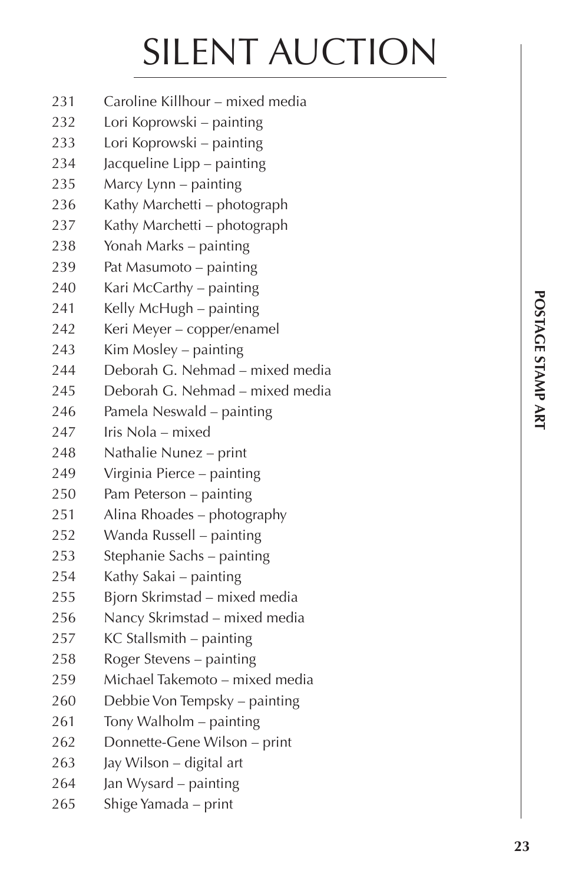# SILENT AUCTION

231 Caroline Killhour – mixed media
232 Lori Koprowski – painting
233 Lori Koprowski – painting
234 Jacqueline Lipp – painting
235 Marcy Lynn – painting
236 Kathy Marchetti – photograph
237 Kathy Marchetti – photograph
238 Yonah Marks – painting
239 Pat Masumoto – painting
240 Kari McCarthy – painting
241 Kelly McHugh – painting
242 Keri Meyer – copper/enamel
243 Kim Mosley – painting
244 Deborah G. Nehmad – mixed media
245 Deborah G. Nehmad – mixed media
246 Pamela Neswald – painting
247 Iris Nola – mixed
248 Nathalie Nunez – print
249 Virginia Pierce – painting
250 Pam Peterson – painting
251 Alina Rhoades – photography
252 Wanda Russell – painting
253 Stephanie Sachs – painting
254 Kathy Sakai – painting
255 Bjorn Skrimstad – mixed media
256 Nancy Skrimstad – mixed media
257 KC Stallsmith – painting
258 Roger Stevens – painting
259 Michael Takemoto – mixed media
260 Debbie Von Tempsky – painting
261 Tony Walholm – painting
262 Donnette-Gene Wilson – print
263 Jay Wilson – digital art
264 Jan Wysard – painting
265 Shige Yamada – print